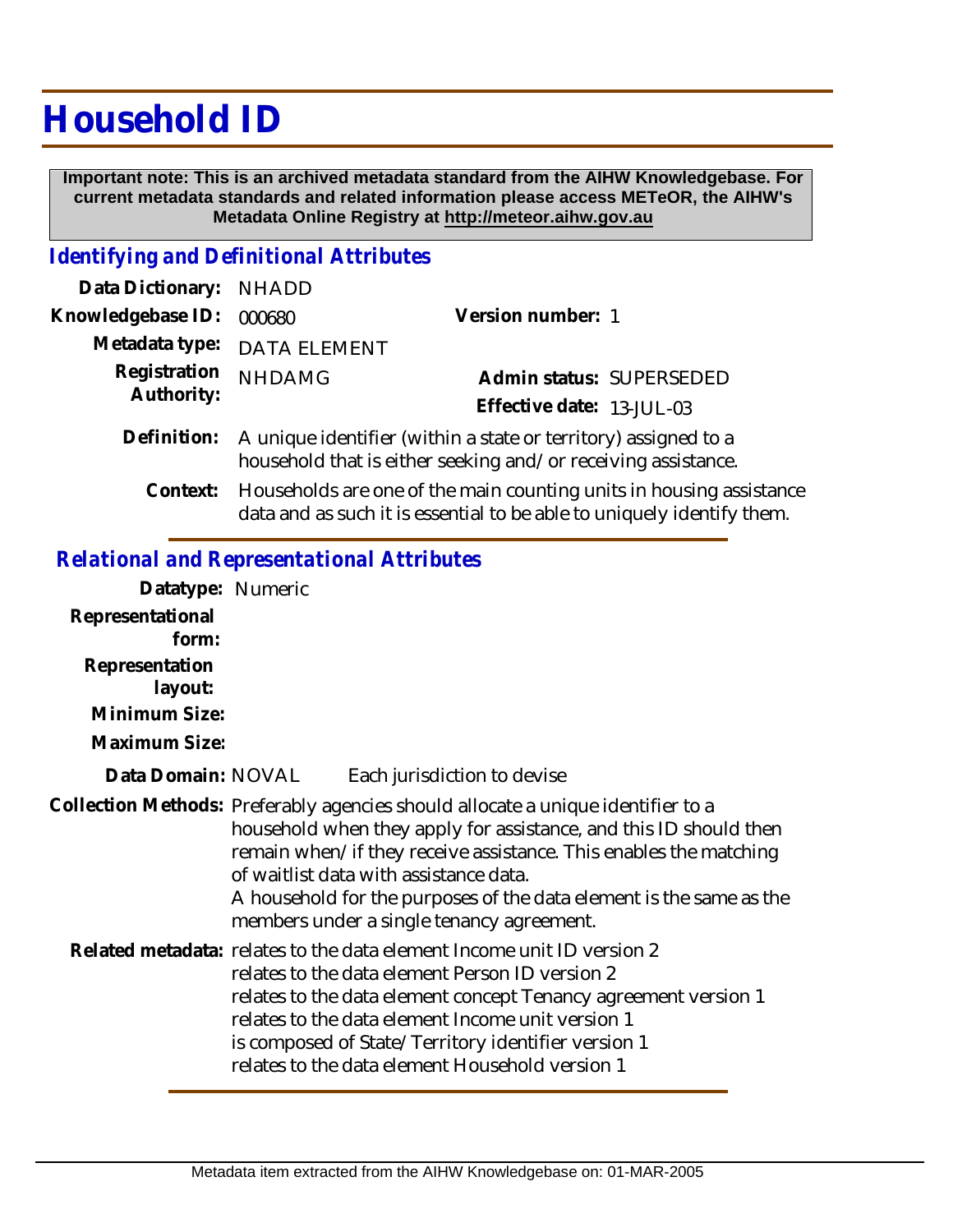# Household ID

**Important note: This is an archived metadata standard from the AIHW Knowledgebase. For current metadata standards and related information please access METeOR, the AIHW's Metadata Online Registry at http://meteor.aihw.gov.au**

## *Identifying and Definitional Attributes*

**Data Dictionary:** NHADD

**Knowledgebase ID:** 000680

**Version number:** 1

**Metadata type:** DATA ELEMENT

**Registration Authority:** NHDAMG

**Admin status:** SUPERSEDED

**Effective date:** 13-JUL-03

**Definition:** A unique identifier (within a state or territory) assigned to a household that is either seeking and/or receiving assistance.

**Context:** Households are one of the main counting units in housing assistance data and as such it is essential to be able to uniquely identify them.

## *Relational and Representational Attributes*

**Datatype:** Numeric

**Representational form:**

**Representation layout:**

**Minimum Size:**

**Maximum Size:**

**Data Domain:** NOVAL Each jurisdiction to devise

**Collection Methods:** Preferably agencies should allocate a unique identifier to a household when they apply for assistance, and this ID should then remain when/if they receive assistance. This enables the matching of waitlist data with assistance data.
A household for the purposes of the data element is the same as the members under a single tenancy agreement.

**Related metadata:** relates to the data element Income unit ID version 2
relates to the data element Person ID version 2
relates to the data element concept Tenancy agreement version 1
relates to the data element Income unit version 1
is composed of State/Territory identifier version 1
relates to the data element Household version 1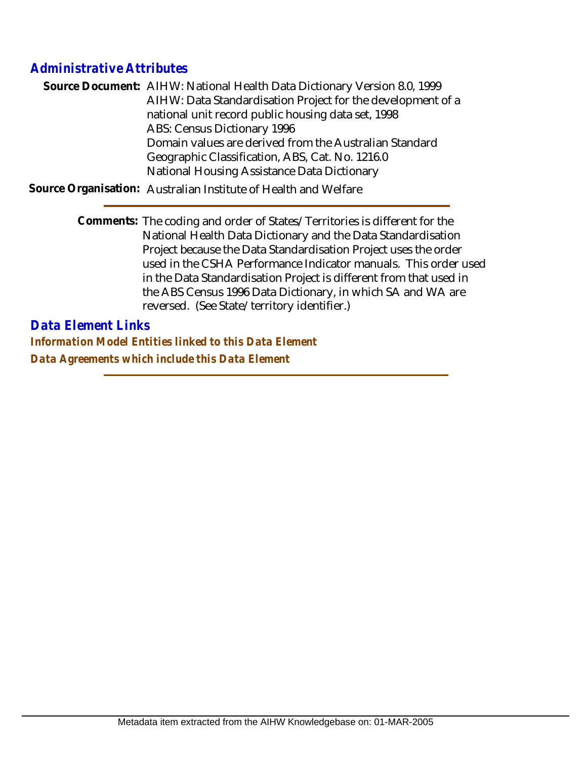## Administrative Attributes

**Source Document:** AIHW: National Health Data Dictionary Version 8.0, 1999
AIHW: Data Standardisation Project for the development of a national unit record public housing data set, 1998
ABS: Census Dictionary 1996
Domain values are derived from the Australian Standard Geographic Classification, ABS, Cat. No. 1216.0
National Housing Assistance Data Dictionary

**Source Organisation:** Australian Institute of Health and Welfare

---

**Comments:** The coding and order of States/Territories is different for the National Health Data Dictionary and the Data Standardisation Project because the Data Standardisation Project uses the order used in the CSHA Performance Indicator manuals. This order used in the Data Standardisation Project is different from that used in the ABS Census 1996 Data Dictionary, in which SA and WA are reversed. (See State/territory identifier.)

## Data Element Links

***Information Model Entities linked to this Data Element***

***Data Agreements which include this Data Element***

---

Metadata item extracted from the AIHW Knowledgebase on: 01-MAR-2005